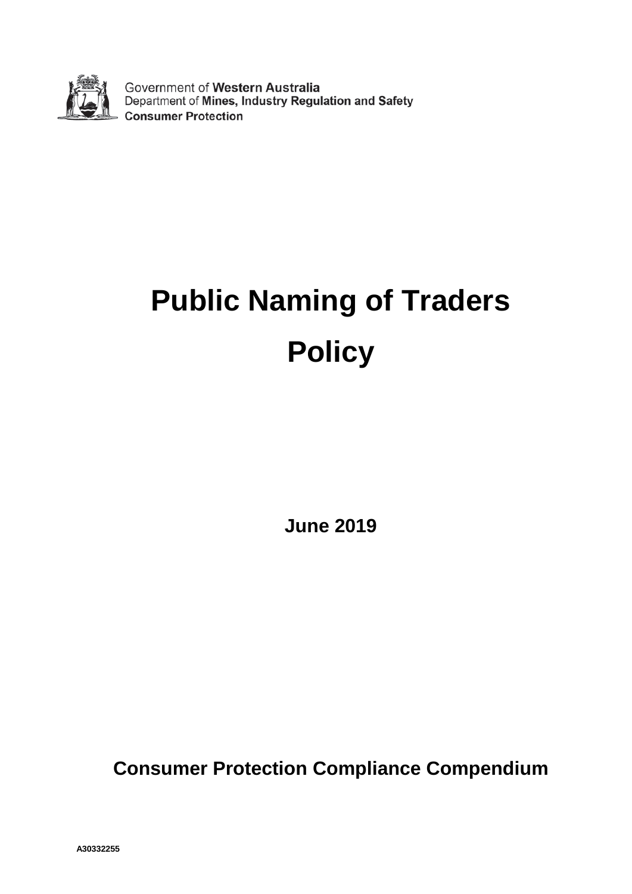Government of **Western Australia**
Department of **Mines, Industry Regulation and Safety**
**Consumer Protection**

# Public Naming of Traders Policy

**June 2019**

**Consumer Protection Compliance Compendium**

**A30332255**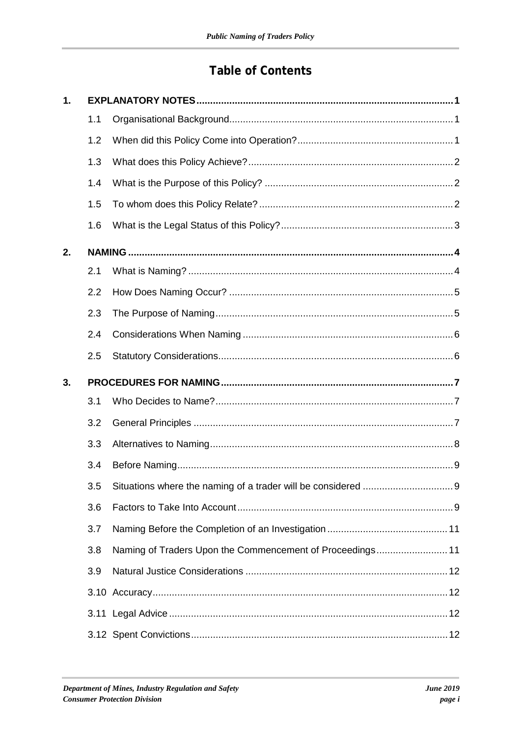# Table of Contents

1. **EXPLANATORY NOTES** ... 1
   - 1.1 Organisational Background ... 1
   - 1.2 When did this Policy Come into Operation? ... 1
   - 1.3 What does this Policy Achieve? ... 2
   - 1.4 What is the Purpose of this Policy? ... 2
   - 1.5 To whom does this Policy Relate? ... 2
   - 1.6 What is the Legal Status of this Policy? ... 3
2. **NAMING** ... 4
   - 2.1 What is Naming? ... 4
   - 2.2 How Does Naming Occur? ... 5
   - 2.3 The Purpose of Naming ... 5
   - 2.4 Considerations When Naming ... 6
   - 2.5 Statutory Considerations ... 6
3. **PROCEDURES FOR NAMING** ... 7
   - 3.1 Who Decides to Name? ... 7
   - 3.2 General Principles ... 7
   - 3.3 Alternatives to Naming ... 8
   - 3.4 Before Naming ... 9
   - 3.5 Situations where the naming of a trader will be considered ... 9
   - 3.6 Factors to Take Into Account ... 9
   - 3.7 Naming Before the Completion of an Investigation ... 11
   - 3.8 Naming of Traders Upon the Commencement of Proceedings ... 11
   - 3.9 Natural Justice Considerations ... 12
   - 3.10 Accuracy ... 12
   - 3.11 Legal Advice ... 12
   - 3.12 Spent Convictions ... 12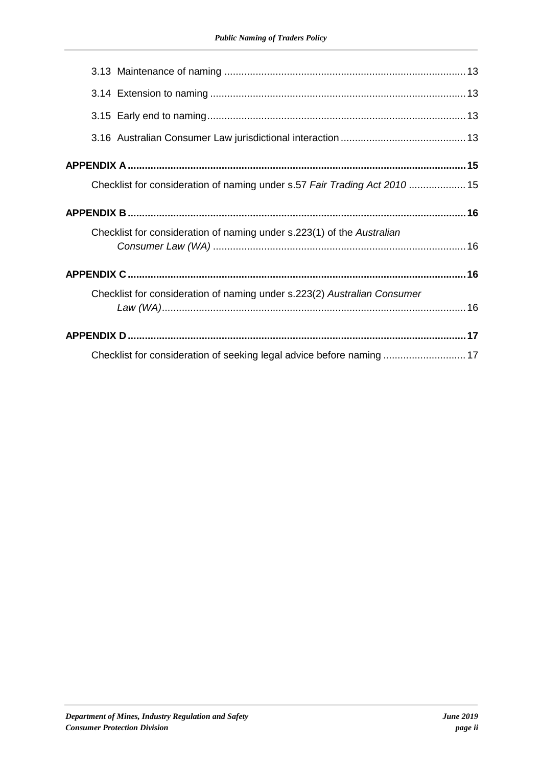3.13 Maintenance of naming .................................................................................... 13

3.14 Extension to naming ........................................................................................ 13

3.15 Early end to naming......................................................................................... 13

3.16 Australian Consumer Law jurisdictional interaction ............................................ 13

**APPENDIX A ...................................................................................................................... 15**

Checklist for consideration of naming under s.57 *Fair Trading Act 2010* .................... 15

**APPENDIX B ...................................................................................................................... 16**

Checklist for consideration of naming under s.223(1) of the *Australian Consumer Law (WA)* ........................................................................................ 16

**APPENDIX C ...................................................................................................................... 16**

Checklist for consideration of naming under s.223(2) *Australian Consumer Law (WA)*......................................................................................................... 16

**APPENDIX D ...................................................................................................................... 17**

Checklist for consideration of seeking legal advice before naming ............................. 17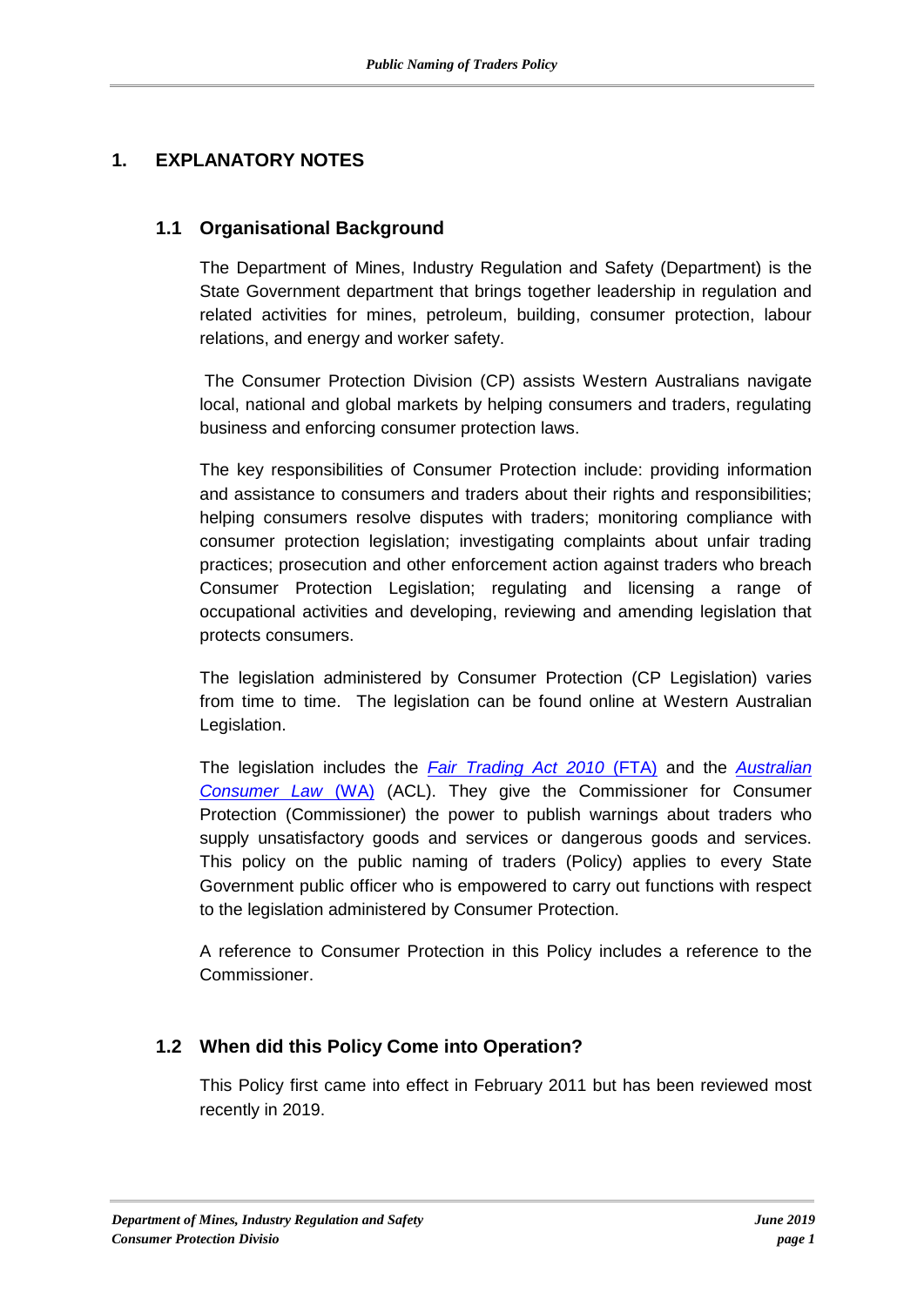## 1. EXPLANATORY NOTES

### 1.1 Organisational Background

The Department of Mines, Industry Regulation and Safety (Department) is the State Government department that brings together leadership in regulation and related activities for mines, petroleum, building, consumer protection, labour relations, and energy and worker safety.

The Consumer Protection Division (CP) assists Western Australians navigate local, national and global markets by helping consumers and traders, regulating business and enforcing consumer protection laws.

The key responsibilities of Consumer Protection include: providing information and assistance to consumers and traders about their rights and responsibilities; helping consumers resolve disputes with traders; monitoring compliance with consumer protection legislation; investigating complaints about unfair trading practices; prosecution and other enforcement action against traders who breach Consumer Protection Legislation; regulating and licensing a range of occupational activities and developing, reviewing and amending legislation that protects consumers.

The legislation administered by Consumer Protection (CP Legislation) varies from time to time. The legislation can be found online at Western Australian Legislation.

The legislation includes the *Fair Trading Act 2010* (FTA) and the *Australian Consumer Law* (WA) (ACL). They give the Commissioner for Consumer Protection (Commissioner) the power to publish warnings about traders who supply unsatisfactory goods and services or dangerous goods and services. This policy on the public naming of traders (Policy) applies to every State Government public officer who is empowered to carry out functions with respect to the legislation administered by Consumer Protection.

A reference to Consumer Protection in this Policy includes a reference to the Commissioner.

### 1.2 When did this Policy Come into Operation?

This Policy first came into effect in February 2011 but has been reviewed most recently in 2019.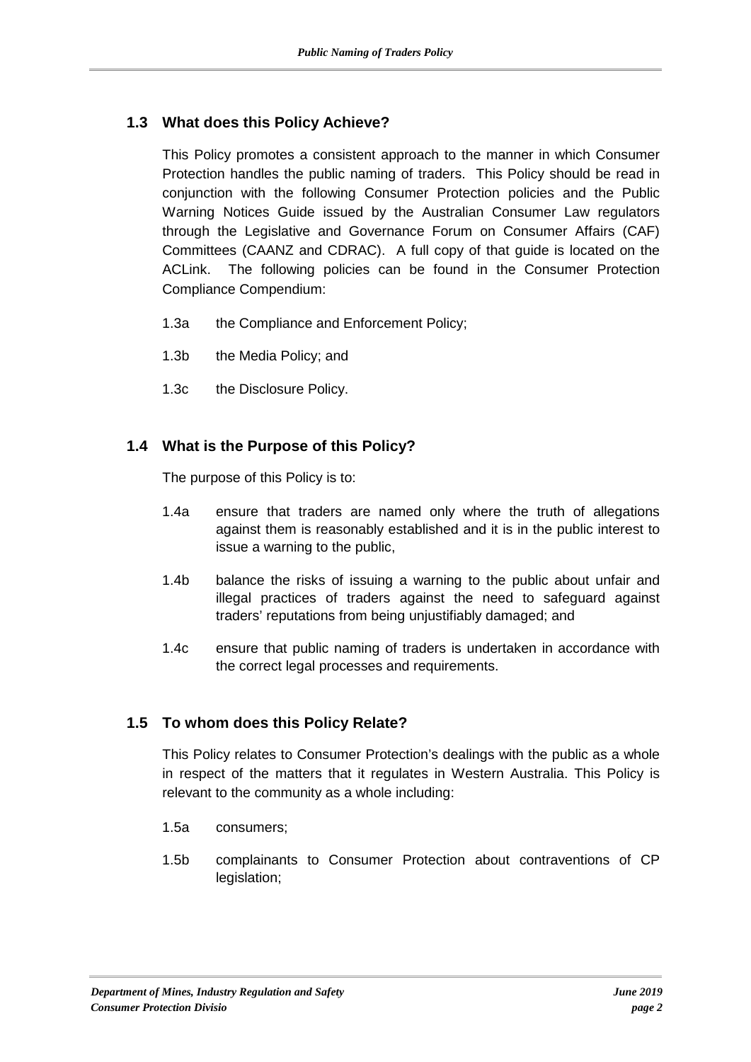## 1.3 What does this Policy Achieve?

This Policy promotes a consistent approach to the manner in which Consumer Protection handles the public naming of traders. This Policy should be read in conjunction with the following Consumer Protection policies and the Public Warning Notices Guide issued by the Australian Consumer Law regulators through the Legislative and Governance Forum on Consumer Affairs (CAF) Committees (CAANZ and CDRAC). A full copy of that guide is located on the ACLink. The following policies can be found in the Consumer Protection Compliance Compendium:

1.3a the Compliance and Enforcement Policy;

1.3b the Media Policy; and

1.3c the Disclosure Policy.

## 1.4 What is the Purpose of this Policy?

The purpose of this Policy is to:

1.4a ensure that traders are named only where the truth of allegations against them is reasonably established and it is in the public interest to issue a warning to the public,

1.4b balance the risks of issuing a warning to the public about unfair and illegal practices of traders against the need to safeguard against traders' reputations from being unjustifiably damaged; and

1.4c ensure that public naming of traders is undertaken in accordance with the correct legal processes and requirements.

## 1.5 To whom does this Policy Relate?

This Policy relates to Consumer Protection's dealings with the public as a whole in respect of the matters that it regulates in Western Australia. This Policy is relevant to the community as a whole including:

1.5a consumers;

1.5b complainants to Consumer Protection about contraventions of CP legislation;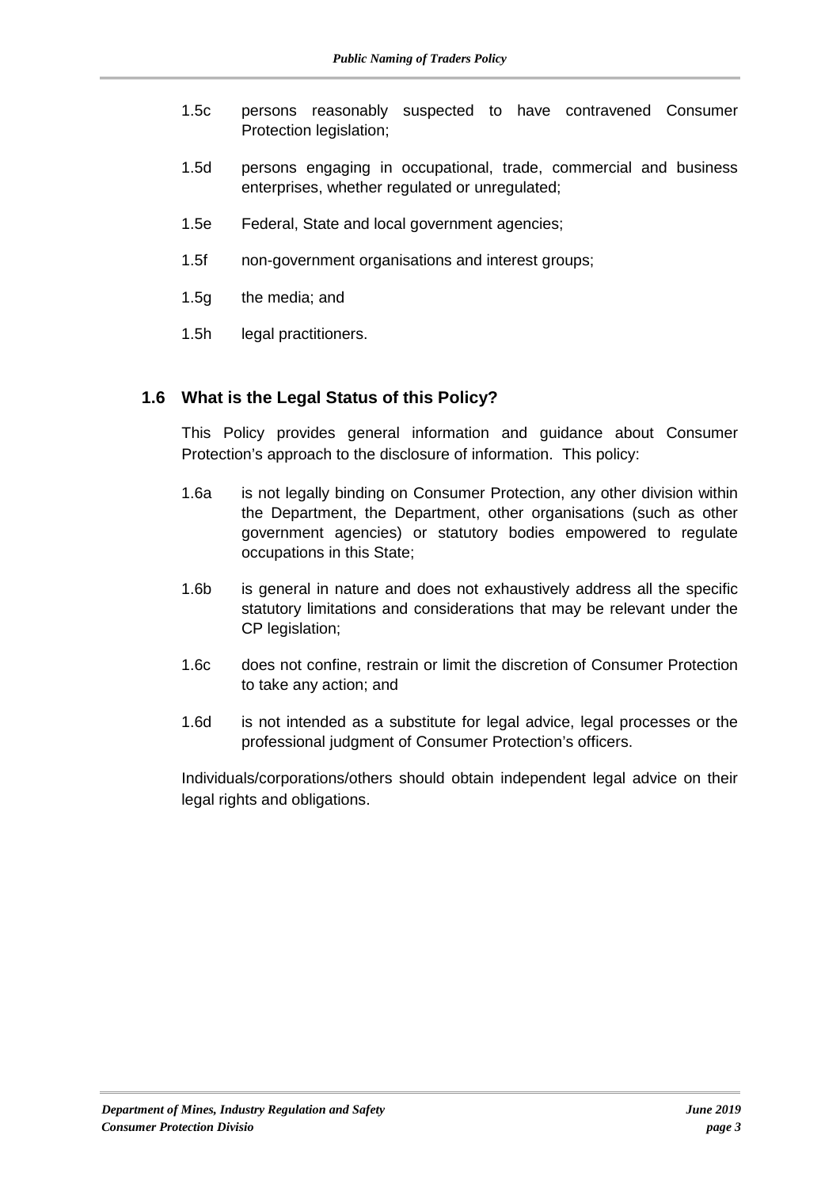1.5c persons reasonably suspected to have contravened Consumer Protection legislation;

1.5d persons engaging in occupational, trade, commercial and business enterprises, whether regulated or unregulated;

1.5e Federal, State and local government agencies;

1.5f non-government organisations and interest groups;

1.5g the media; and

1.5h legal practitioners.

### 1.6 What is the Legal Status of this Policy?

This Policy provides general information and guidance about Consumer Protection's approach to the disclosure of information. This policy:

1.6a is not legally binding on Consumer Protection, any other division within the Department, the Department, other organisations (such as other government agencies) or statutory bodies empowered to regulate occupations in this State;

1.6b is general in nature and does not exhaustively address all the specific statutory limitations and considerations that may be relevant under the CP legislation;

1.6c does not confine, restrain or limit the discretion of Consumer Protection to take any action; and

1.6d is not intended as a substitute for legal advice, legal processes or the professional judgment of Consumer Protection's officers.

Individuals/corporations/others should obtain independent legal advice on their legal rights and obligations.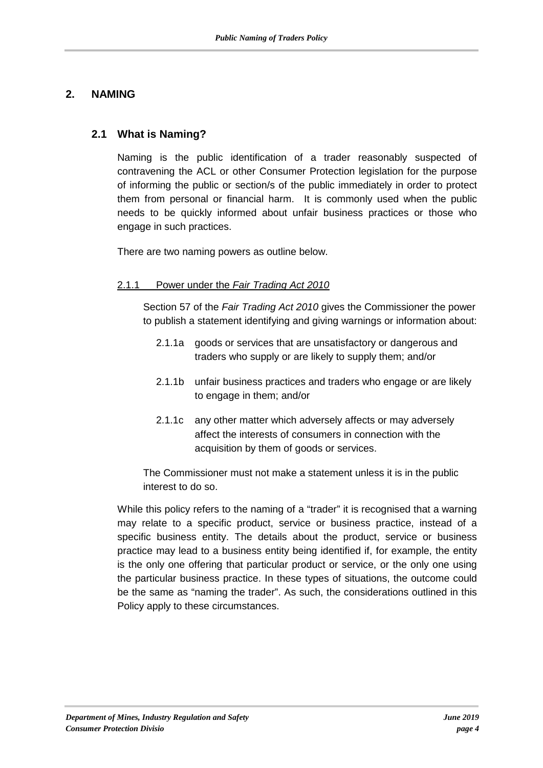## 2. NAMING

### 2.1 What is Naming?

Naming is the public identification of a trader reasonably suspected of contravening the ACL or other Consumer Protection legislation for the purpose of informing the public or section/s of the public immediately in order to protect them from personal or financial harm. It is commonly used when the public needs to be quickly informed about unfair business practices or those who engage in such practices.

There are two naming powers as outline below.

#### 2.1.1 Power under the *Fair Trading Act 2010*

Section 57 of the *Fair Trading Act 2010* gives the Commissioner the power to publish a statement identifying and giving warnings or information about:

- 2.1.1a goods or services that are unsatisfactory or dangerous and traders who supply or are likely to supply them; and/or
- 2.1.1b unfair business practices and traders who engage or are likely to engage in them; and/or
- 2.1.1c any other matter which adversely affects or may adversely affect the interests of consumers in connection with the acquisition by them of goods or services.

The Commissioner must not make a statement unless it is in the public interest to do so.

While this policy refers to the naming of a "trader" it is recognised that a warning may relate to a specific product, service or business practice, instead of a specific business entity. The details about the product, service or business practice may lead to a business entity being identified if, for example, the entity is the only one offering that particular product or service, or the only one using the particular business practice. In these types of situations, the outcome could be the same as "naming the trader". As such, the considerations outlined in this Policy apply to these circumstances.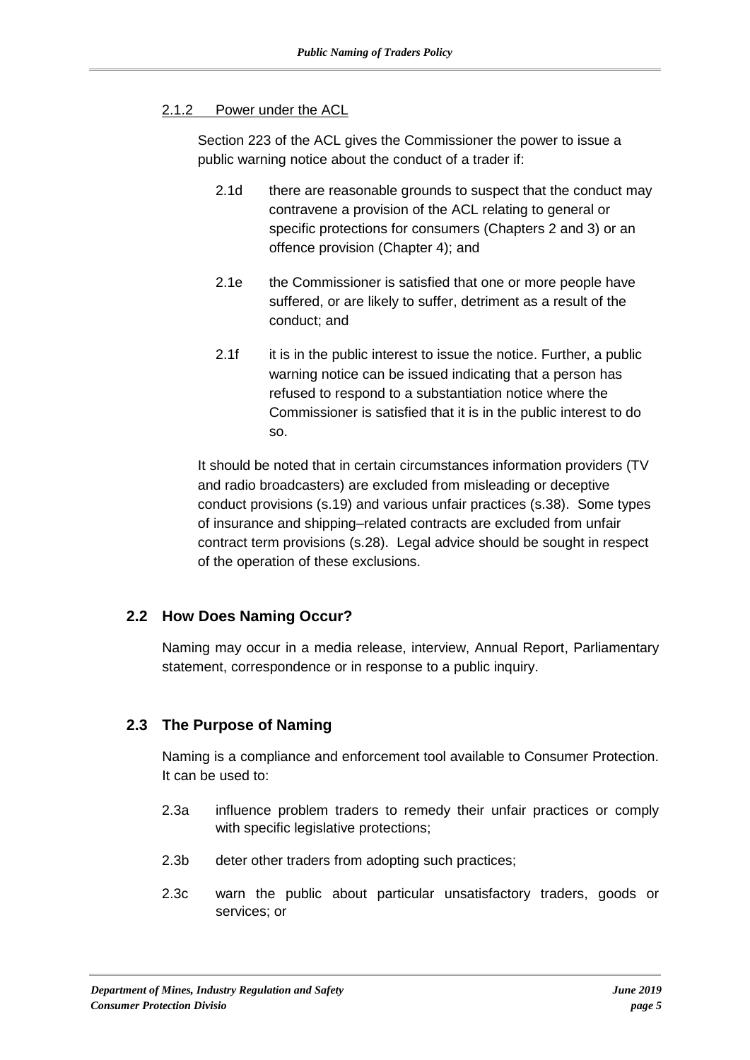#### 2.1.2 Power under the ACL

Section 223 of the ACL gives the Commissioner the power to issue a public warning notice about the conduct of a trader if:

2.1d there are reasonable grounds to suspect that the conduct may contravene a provision of the ACL relating to general or specific protections for consumers (Chapters 2 and 3) or an offence provision (Chapter 4); and

2.1e the Commissioner is satisfied that one or more people have suffered, or are likely to suffer, detriment as a result of the conduct; and

2.1f it is in the public interest to issue the notice. Further, a public warning notice can be issued indicating that a person has refused to respond to a substantiation notice where the Commissioner is satisfied that it is in the public interest to do so.

It should be noted that in certain circumstances information providers (TV and radio broadcasters) are excluded from misleading or deceptive conduct provisions (s.19) and various unfair practices (s.38). Some types of insurance and shipping–related contracts are excluded from unfair contract term provisions (s.28). Legal advice should be sought in respect of the operation of these exclusions.

## 2.2 How Does Naming Occur?

Naming may occur in a media release, interview, Annual Report, Parliamentary statement, correspondence or in response to a public inquiry.

## 2.3 The Purpose of Naming

Naming is a compliance and enforcement tool available to Consumer Protection. It can be used to:

2.3a influence problem traders to remedy their unfair practices or comply with specific legislative protections;

2.3b deter other traders from adopting such practices;

2.3c warn the public about particular unsatisfactory traders, goods or services; or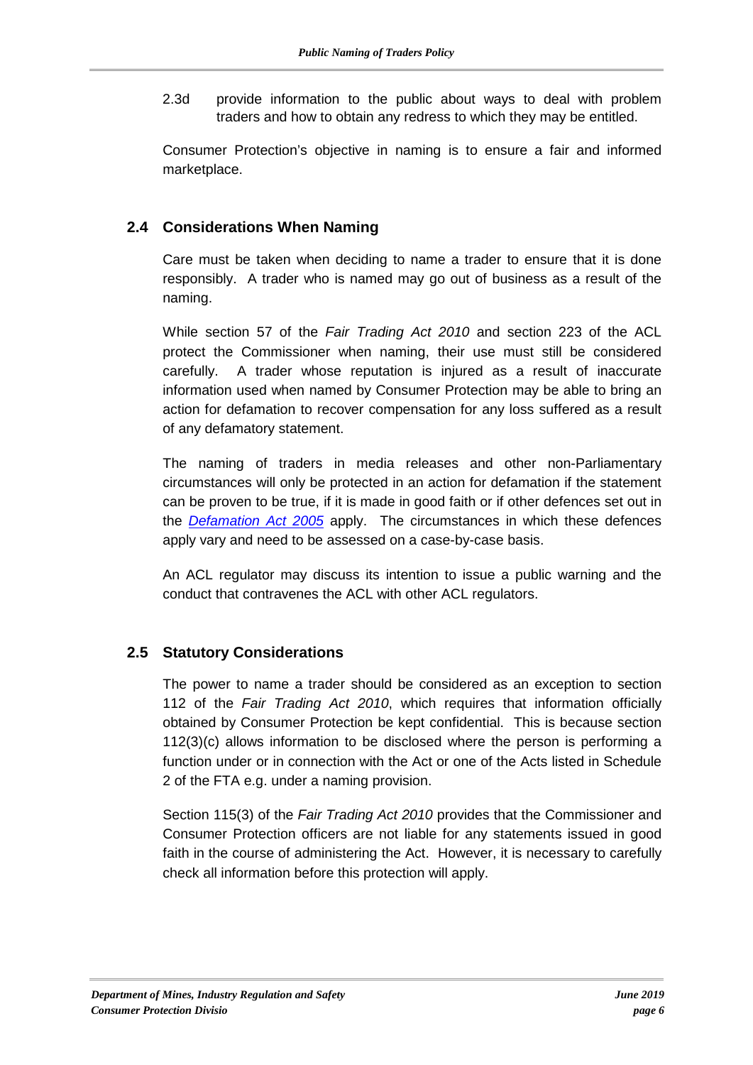2.3d provide information to the public about ways to deal with problem traders and how to obtain any redress to which they may be entitled.

Consumer Protection's objective in naming is to ensure a fair and informed marketplace.

## 2.4 Considerations When Naming

Care must be taken when deciding to name a trader to ensure that it is done responsibly. A trader who is named may go out of business as a result of the naming.

While section 57 of the *Fair Trading Act 2010* and section 223 of the ACL protect the Commissioner when naming, their use must still be considered carefully. A trader whose reputation is injured as a result of inaccurate information used when named by Consumer Protection may be able to bring an action for defamation to recover compensation for any loss suffered as a result of any defamatory statement.

The naming of traders in media releases and other non-Parliamentary circumstances will only be protected in an action for defamation if the statement can be proven to be true, if it is made in good faith or if other defences set out in the *Defamation Act 2005* apply. The circumstances in which these defences apply vary and need to be assessed on a case-by-case basis.

An ACL regulator may discuss its intention to issue a public warning and the conduct that contravenes the ACL with other ACL regulators.

## 2.5 Statutory Considerations

The power to name a trader should be considered as an exception to section 112 of the *Fair Trading Act 2010*, which requires that information officially obtained by Consumer Protection be kept confidential. This is because section 112(3)(c) allows information to be disclosed where the person is performing a function under or in connection with the Act or one of the Acts listed in Schedule 2 of the FTA e.g. under a naming provision.

Section 115(3) of the *Fair Trading Act 2010* provides that the Commissioner and Consumer Protection officers are not liable for any statements issued in good faith in the course of administering the Act. However, it is necessary to carefully check all information before this protection will apply.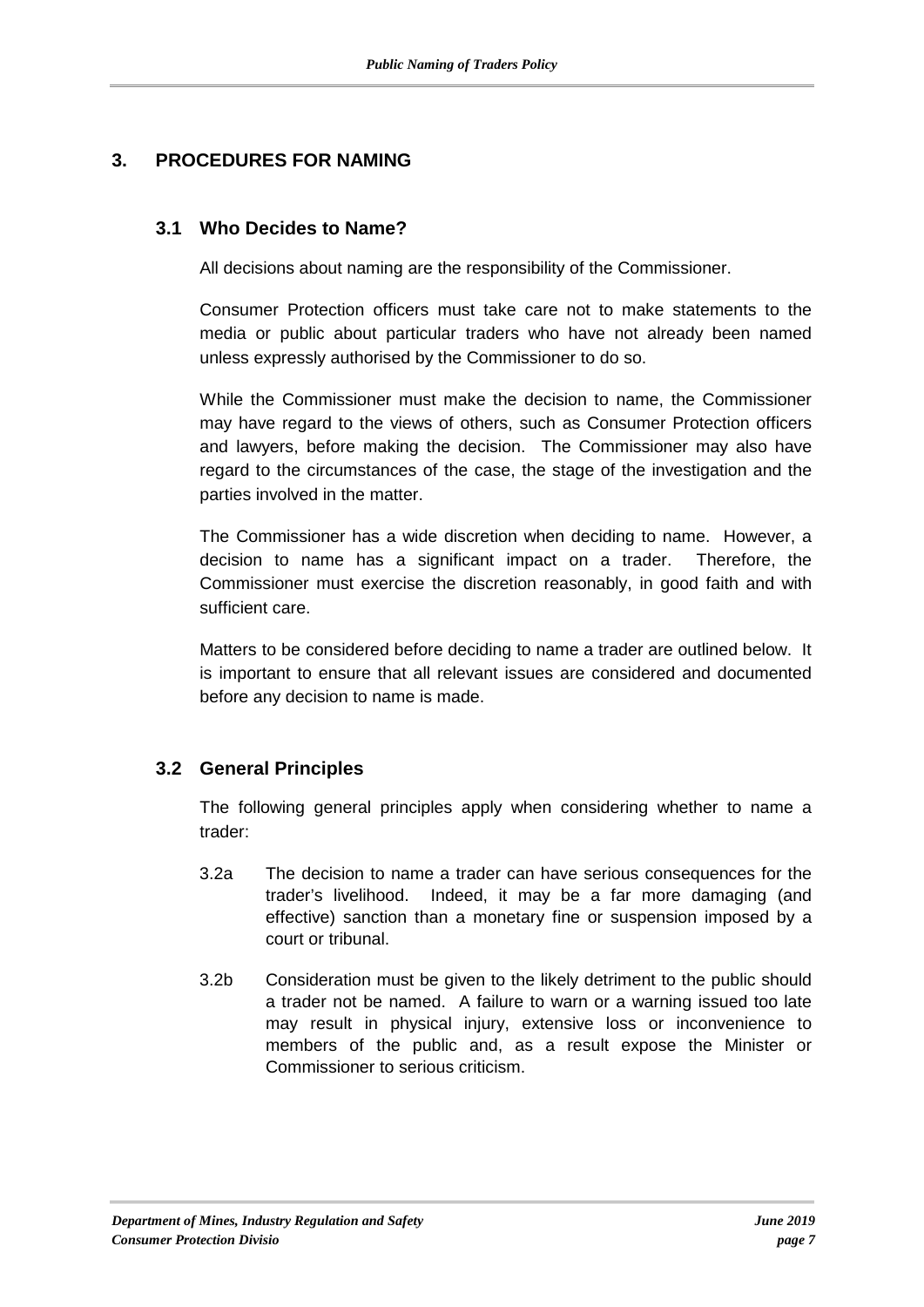## 3. PROCEDURES FOR NAMING

### 3.1 Who Decides to Name?

All decisions about naming are the responsibility of the Commissioner.

Consumer Protection officers must take care not to make statements to the media or public about particular traders who have not already been named unless expressly authorised by the Commissioner to do so.

While the Commissioner must make the decision to name, the Commissioner may have regard to the views of others, such as Consumer Protection officers and lawyers, before making the decision. The Commissioner may also have regard to the circumstances of the case, the stage of the investigation and the parties involved in the matter.

The Commissioner has a wide discretion when deciding to name. However, a decision to name has a significant impact on a trader. Therefore, the Commissioner must exercise the discretion reasonably, in good faith and with sufficient care.

Matters to be considered before deciding to name a trader are outlined below. It is important to ensure that all relevant issues are considered and documented before any decision to name is made.

### 3.2 General Principles

The following general principles apply when considering whether to name a trader:

3.2a The decision to name a trader can have serious consequences for the trader's livelihood. Indeed, it may be a far more damaging (and effective) sanction than a monetary fine or suspension imposed by a court or tribunal.

3.2b Consideration must be given to the likely detriment to the public should a trader not be named. A failure to warn or a warning issued too late may result in physical injury, extensive loss or inconvenience to members of the public and, as a result expose the Minister or Commissioner to serious criticism.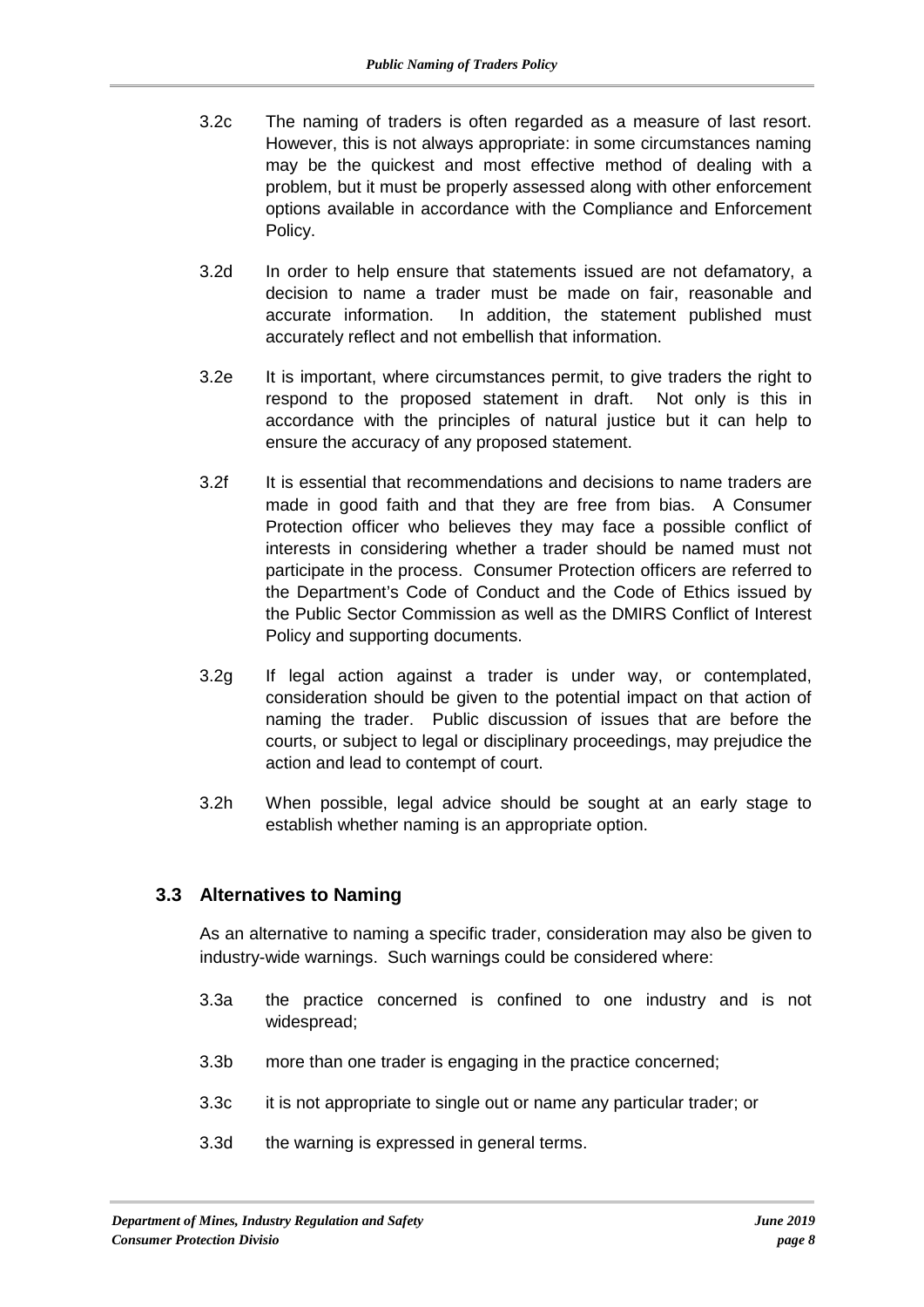3.2c The naming of traders is often regarded as a measure of last resort. However, this is not always appropriate: in some circumstances naming may be the quickest and most effective method of dealing with a problem, but it must be properly assessed along with other enforcement options available in accordance with the Compliance and Enforcement Policy.

3.2d In order to help ensure that statements issued are not defamatory, a decision to name a trader must be made on fair, reasonable and accurate information. In addition, the statement published must accurately reflect and not embellish that information.

3.2e It is important, where circumstances permit, to give traders the right to respond to the proposed statement in draft. Not only is this in accordance with the principles of natural justice but it can help to ensure the accuracy of any proposed statement.

3.2f It is essential that recommendations and decisions to name traders are made in good faith and that they are free from bias. A Consumer Protection officer who believes they may face a possible conflict of interests in considering whether a trader should be named must not participate in the process. Consumer Protection officers are referred to the Department's Code of Conduct and the Code of Ethics issued by the Public Sector Commission as well as the DMIRS Conflict of Interest Policy and supporting documents.

3.2g If legal action against a trader is under way, or contemplated, consideration should be given to the potential impact on that action of naming the trader. Public discussion of issues that are before the courts, or subject to legal or disciplinary proceedings, may prejudice the action and lead to contempt of court.

3.2h When possible, legal advice should be sought at an early stage to establish whether naming is an appropriate option.

## 3.3 Alternatives to Naming

As an alternative to naming a specific trader, consideration may also be given to industry-wide warnings. Such warnings could be considered where:

3.3a the practice concerned is confined to one industry and is not widespread;

3.3b more than one trader is engaging in the practice concerned;

3.3c it is not appropriate to single out or name any particular trader; or

3.3d the warning is expressed in general terms.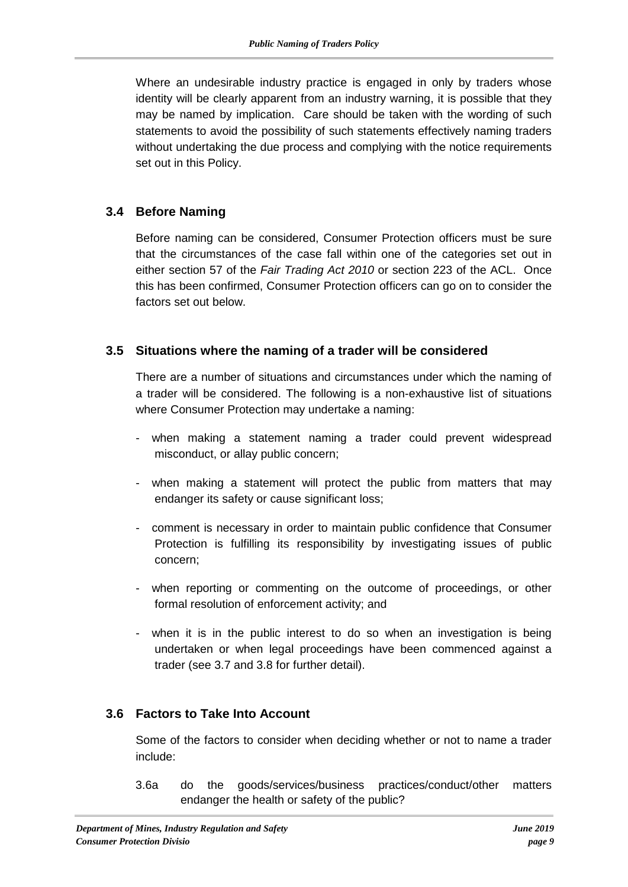Where an undesirable industry practice is engaged in only by traders whose identity will be clearly apparent from an industry warning, it is possible that they may be named by implication. Care should be taken with the wording of such statements to avoid the possibility of such statements effectively naming traders without undertaking the due process and complying with the notice requirements set out in this Policy.

### 3.4 Before Naming

Before naming can be considered, Consumer Protection officers must be sure that the circumstances of the case fall within one of the categories set out in either section 57 of the *Fair Trading Act 2010* or section 223 of the ACL. Once this has been confirmed, Consumer Protection officers can go on to consider the factors set out below.

### 3.5 Situations where the naming of a trader will be considered

There are a number of situations and circumstances under which the naming of a trader will be considered. The following is a non-exhaustive list of situations where Consumer Protection may undertake a naming:

- when making a statement naming a trader could prevent widespread misconduct, or allay public concern;
- when making a statement will protect the public from matters that may endanger its safety or cause significant loss;
- comment is necessary in order to maintain public confidence that Consumer Protection is fulfilling its responsibility by investigating issues of public concern;
- when reporting or commenting on the outcome of proceedings, or other formal resolution of enforcement activity; and
- when it is in the public interest to do so when an investigation is being undertaken or when legal proceedings have been commenced against a trader (see 3.7 and 3.8 for further detail).

### 3.6 Factors to Take Into Account

Some of the factors to consider when deciding whether or not to name a trader include:

3.6a do the goods/services/business practices/conduct/other matters endanger the health or safety of the public?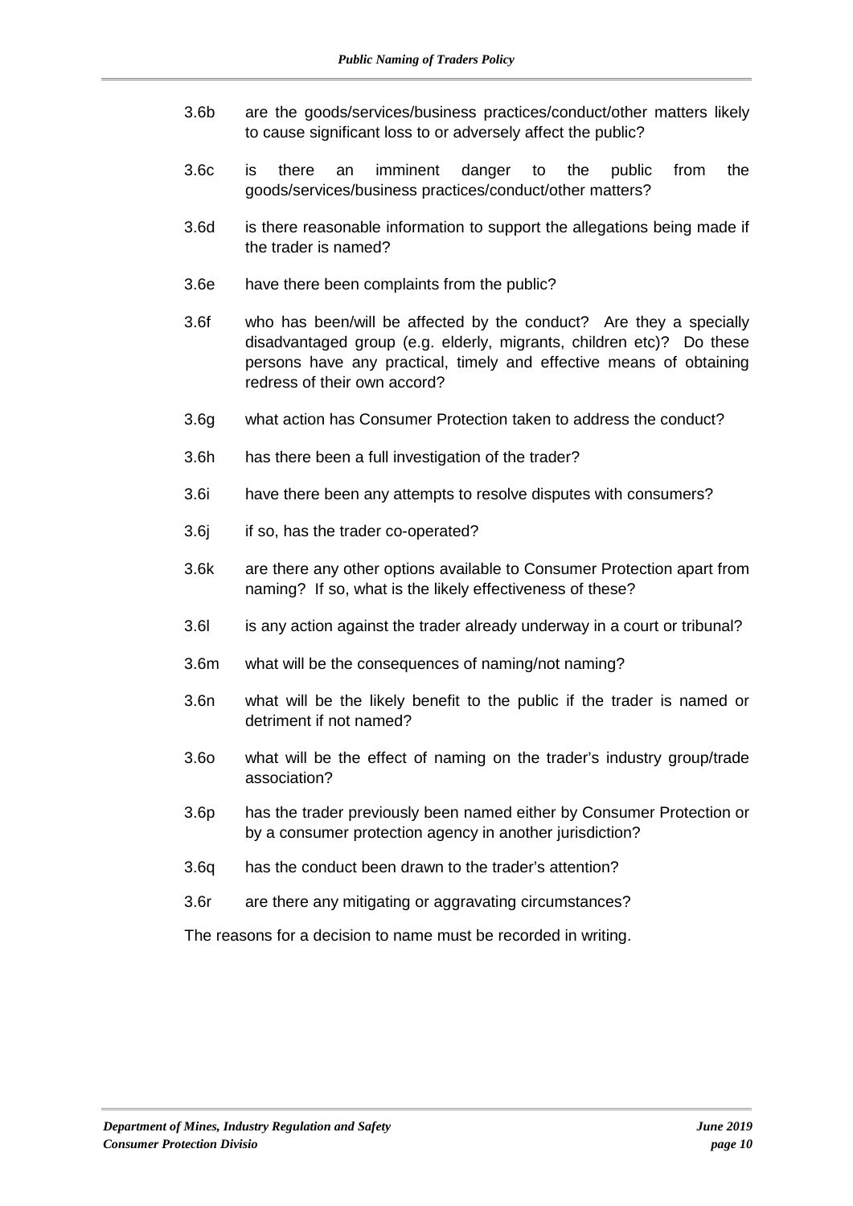3.6b are the goods/services/business practices/conduct/other matters likely to cause significant loss to or adversely affect the public?

3.6c is there an imminent danger to the public from the goods/services/business practices/conduct/other matters?

3.6d is there reasonable information to support the allegations being made if the trader is named?

3.6e have there been complaints from the public?

3.6f who has been/will be affected by the conduct? Are they a specially disadvantaged group (e.g. elderly, migrants, children etc)? Do these persons have any practical, timely and effective means of obtaining redress of their own accord?

3.6g what action has Consumer Protection taken to address the conduct?

3.6h has there been a full investigation of the trader?

3.6i have there been any attempts to resolve disputes with consumers?

3.6j if so, has the trader co-operated?

3.6k are there any other options available to Consumer Protection apart from naming? If so, what is the likely effectiveness of these?

3.6l is any action against the trader already underway in a court or tribunal?

3.6m what will be the consequences of naming/not naming?

3.6n what will be the likely benefit to the public if the trader is named or detriment if not named?

3.6o what will be the effect of naming on the trader's industry group/trade association?

3.6p has the trader previously been named either by Consumer Protection or by a consumer protection agency in another jurisdiction?

3.6q has the conduct been drawn to the trader's attention?

3.6r are there any mitigating or aggravating circumstances?

The reasons for a decision to name must be recorded in writing.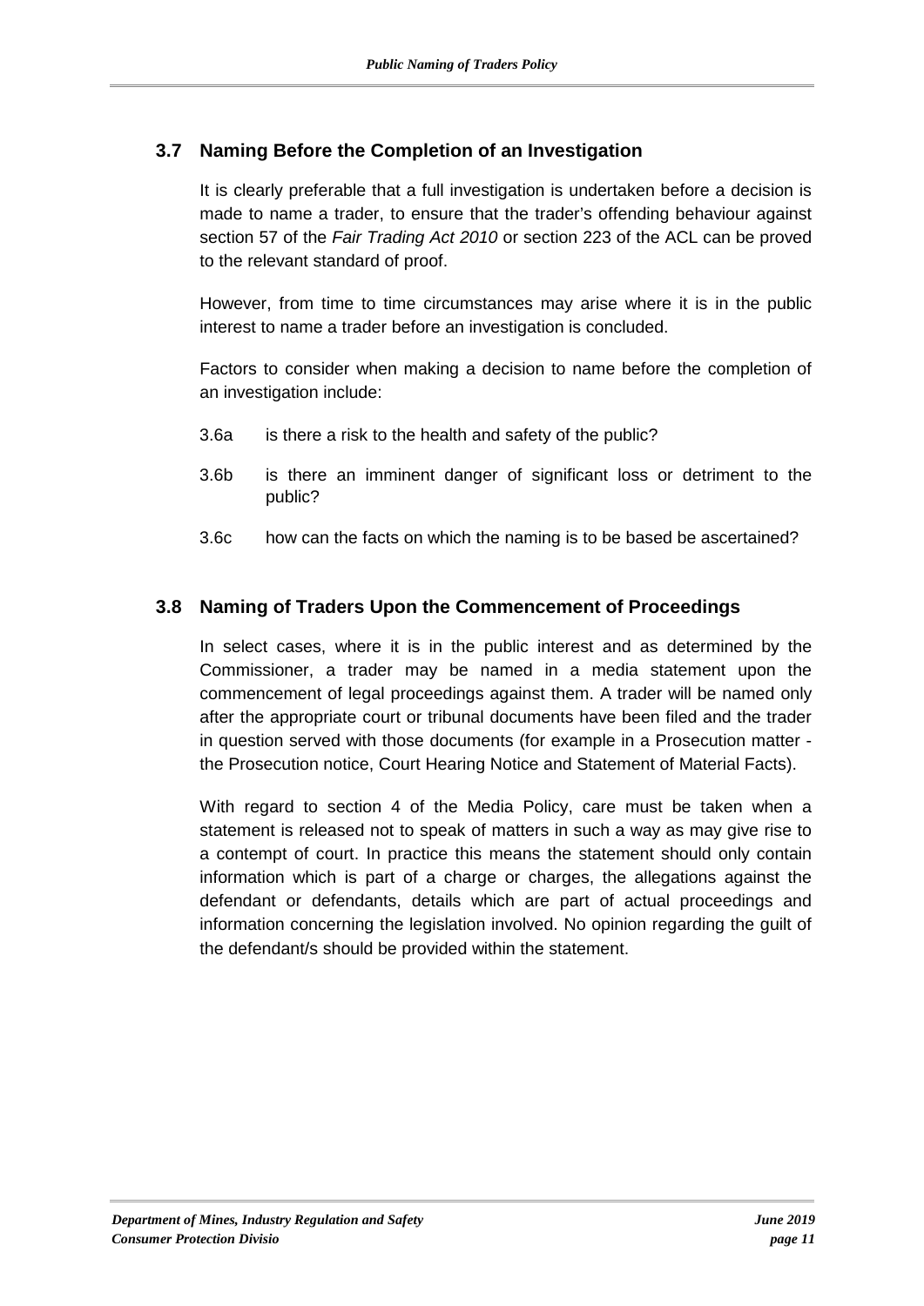## 3.7 Naming Before the Completion of an Investigation

It is clearly preferable that a full investigation is undertaken before a decision is made to name a trader, to ensure that the trader's offending behaviour against section 57 of the *Fair Trading Act 2010* or section 223 of the ACL can be proved to the relevant standard of proof.

However, from time to time circumstances may arise where it is in the public interest to name a trader before an investigation is concluded.

Factors to consider when making a decision to name before the completion of an investigation include:

3.6a is there a risk to the health and safety of the public?

3.6b is there an imminent danger of significant loss or detriment to the public?

3.6c how can the facts on which the naming is to be based be ascertained?

## 3.8 Naming of Traders Upon the Commencement of Proceedings

In select cases, where it is in the public interest and as determined by the Commissioner, a trader may be named in a media statement upon the commencement of legal proceedings against them. A trader will be named only after the appropriate court or tribunal documents have been filed and the trader in question served with those documents (for example in a Prosecution matter - the Prosecution notice, Court Hearing Notice and Statement of Material Facts).

With regard to section 4 of the Media Policy, care must be taken when a statement is released not to speak of matters in such a way as may give rise to a contempt of court. In practice this means the statement should only contain information which is part of a charge or charges, the allegations against the defendant or defendants, details which are part of actual proceedings and information concerning the legislation involved. No opinion regarding the guilt of the defendant/s should be provided within the statement.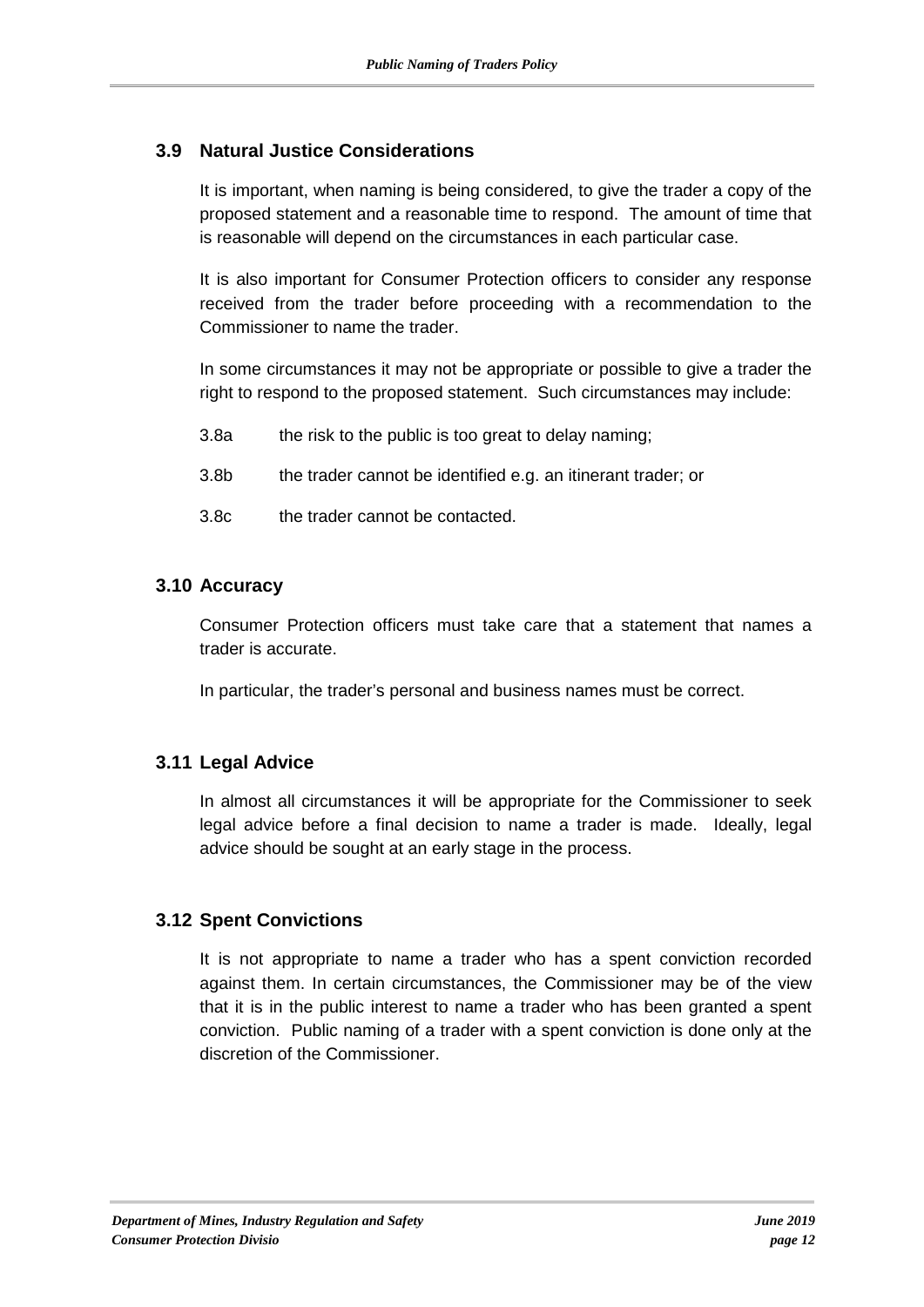## 3.9 Natural Justice Considerations

It is important, when naming is being considered, to give the trader a copy of the proposed statement and a reasonable time to respond. The amount of time that is reasonable will depend on the circumstances in each particular case.

It is also important for Consumer Protection officers to consider any response received from the trader before proceeding with a recommendation to the Commissioner to name the trader.

In some circumstances it may not be appropriate or possible to give a trader the right to respond to the proposed statement. Such circumstances may include:

3.8a the risk to the public is too great to delay naming;

3.8b the trader cannot be identified e.g. an itinerant trader; or

3.8c the trader cannot be contacted.

## 3.10 Accuracy

Consumer Protection officers must take care that a statement that names a trader is accurate.

In particular, the trader's personal and business names must be correct.

## 3.11 Legal Advice

In almost all circumstances it will be appropriate for the Commissioner to seek legal advice before a final decision to name a trader is made. Ideally, legal advice should be sought at an early stage in the process.

## 3.12 Spent Convictions

It is not appropriate to name a trader who has a spent conviction recorded against them. In certain circumstances, the Commissioner may be of the view that it is in the public interest to name a trader who has been granted a spent conviction. Public naming of a trader with a spent conviction is done only at the discretion of the Commissioner.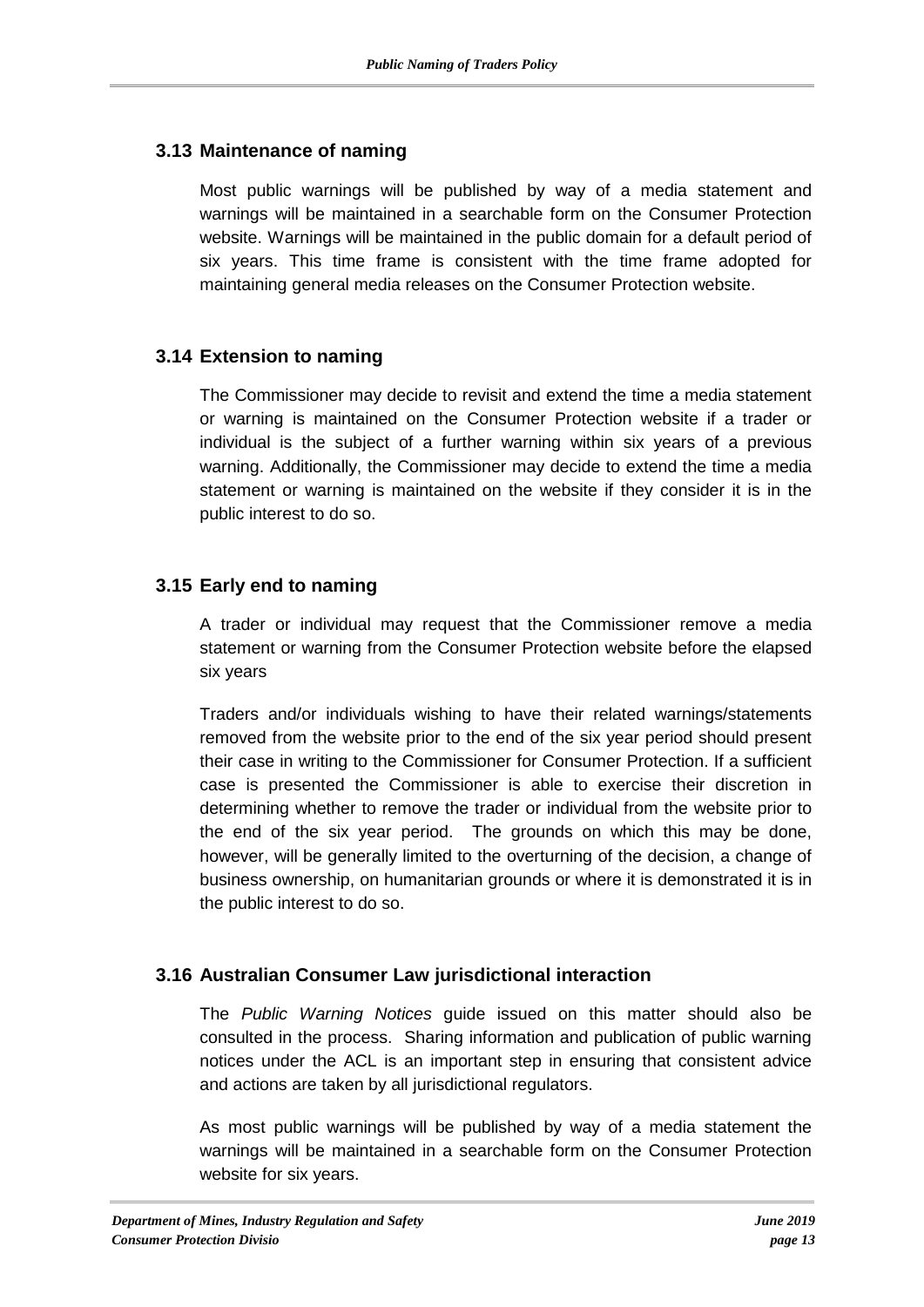### 3.13 Maintenance of naming

Most public warnings will be published by way of a media statement and warnings will be maintained in a searchable form on the Consumer Protection website. Warnings will be maintained in the public domain for a default period of six years. This time frame is consistent with the time frame adopted for maintaining general media releases on the Consumer Protection website.

### 3.14 Extension to naming

The Commissioner may decide to revisit and extend the time a media statement or warning is maintained on the Consumer Protection website if a trader or individual is the subject of a further warning within six years of a previous warning. Additionally, the Commissioner may decide to extend the time a media statement or warning is maintained on the website if they consider it is in the public interest to do so.

### 3.15 Early end to naming

A trader or individual may request that the Commissioner remove a media statement or warning from the Consumer Protection website before the elapsed six years

Traders and/or individuals wishing to have their related warnings/statements removed from the website prior to the end of the six year period should present their case in writing to the Commissioner for Consumer Protection. If a sufficient case is presented the Commissioner is able to exercise their discretion in determining whether to remove the trader or individual from the website prior to the end of the six year period. The grounds on which this may be done, however, will be generally limited to the overturning of the decision, a change of business ownership, on humanitarian grounds or where it is demonstrated it is in the public interest to do so.

### 3.16 Australian Consumer Law jurisdictional interaction

The *Public Warning Notices* guide issued on this matter should also be consulted in the process. Sharing information and publication of public warning notices under the ACL is an important step in ensuring that consistent advice and actions are taken by all jurisdictional regulators.

As most public warnings will be published by way of a media statement the warnings will be maintained in a searchable form on the Consumer Protection website for six years.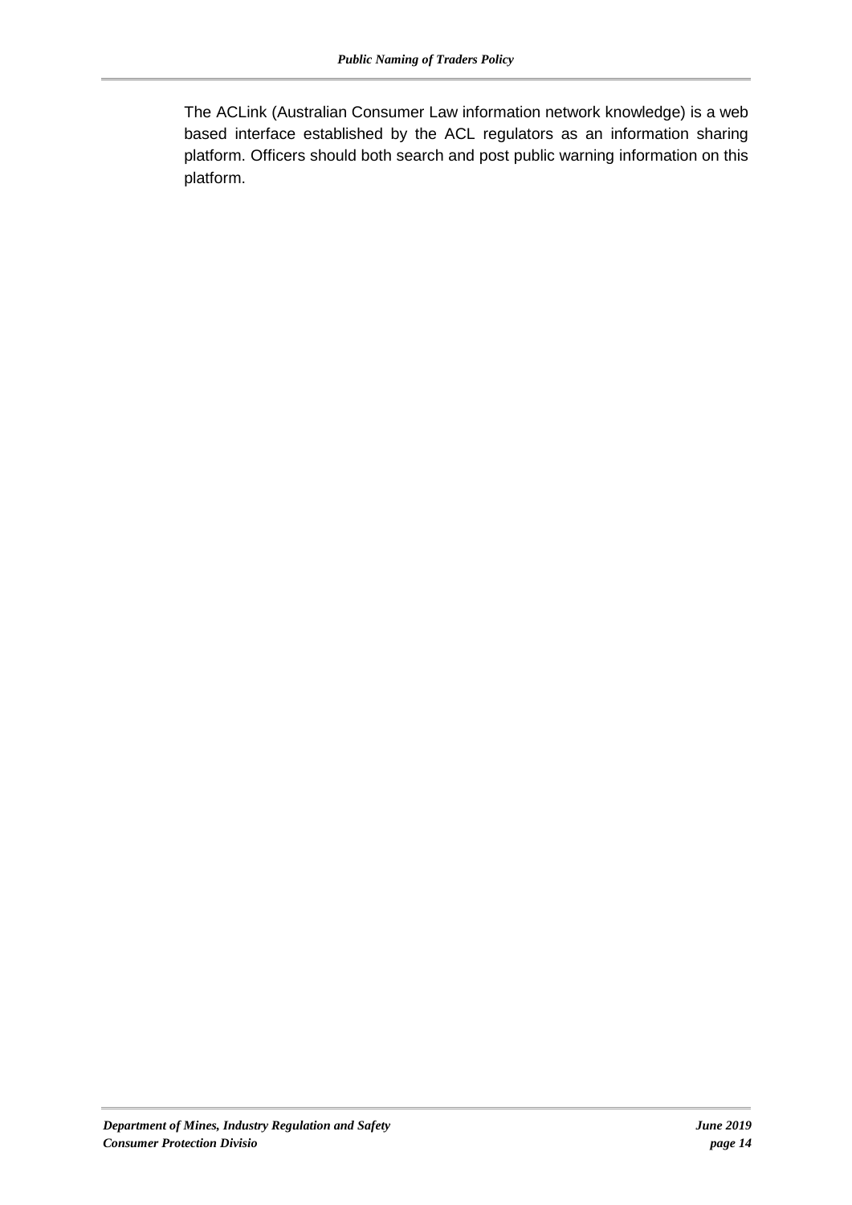The ACLink (Australian Consumer Law information network knowledge) is a web based interface established by the ACL regulators as an information sharing platform. Officers should both search and post public warning information on this platform.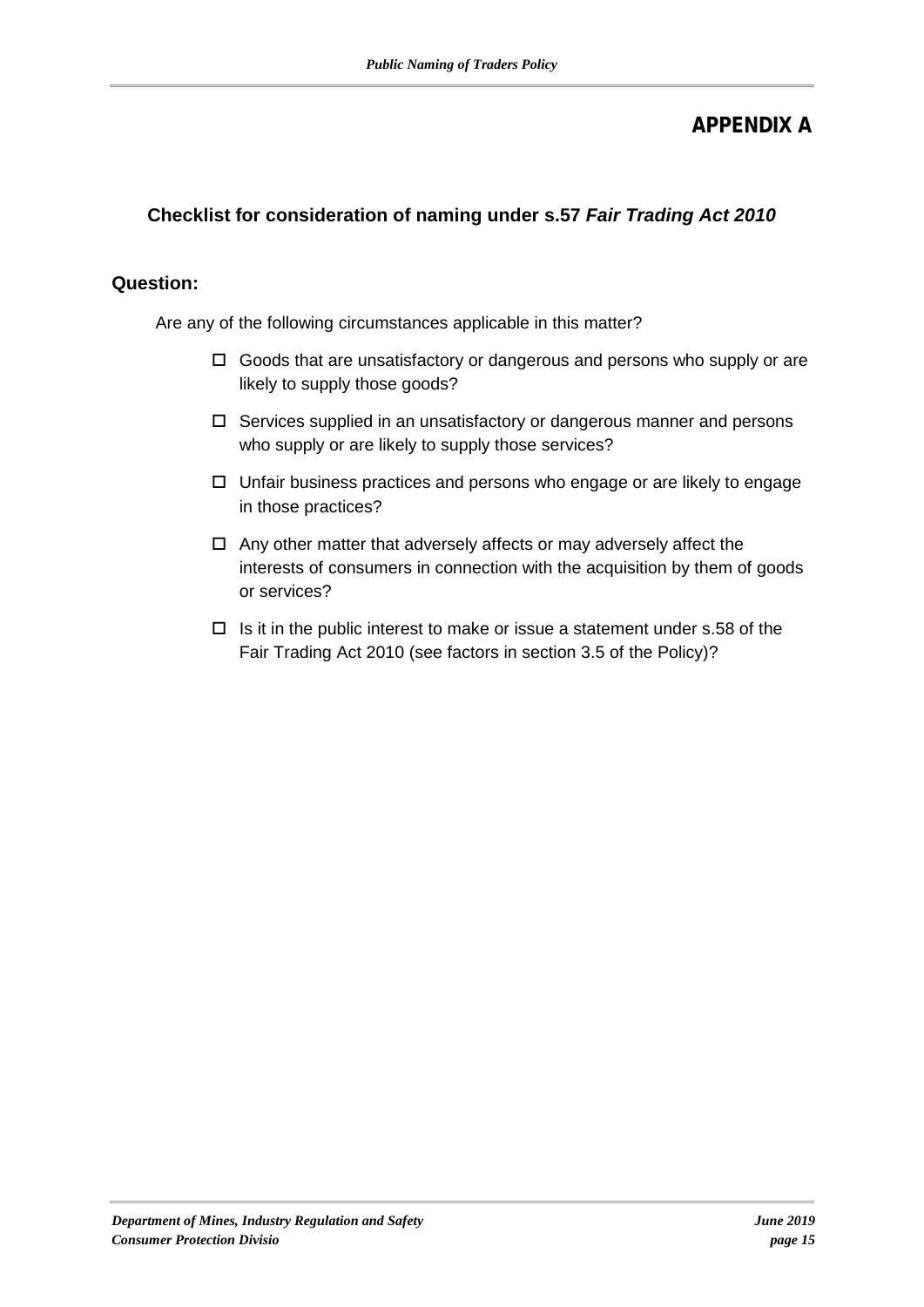# APPENDIX A

## Checklist for consideration of naming under s.57 *Fair Trading Act 2010*

**Question:**

Are any of the following circumstances applicable in this matter?

- ☐ Goods that are unsatisfactory or dangerous and persons who supply or are likely to supply those goods?
- ☐ Services supplied in an unsatisfactory or dangerous manner and persons who supply or are likely to supply those services?
- ☐ Unfair business practices and persons who engage or are likely to engage in those practices?
- ☐ Any other matter that adversely affects or may adversely affect the interests of consumers in connection with the acquisition by them of goods or services?
- ☐ Is it in the public interest to make or issue a statement under s.58 of the Fair Trading Act 2010 (see factors in section 3.5 of the Policy)?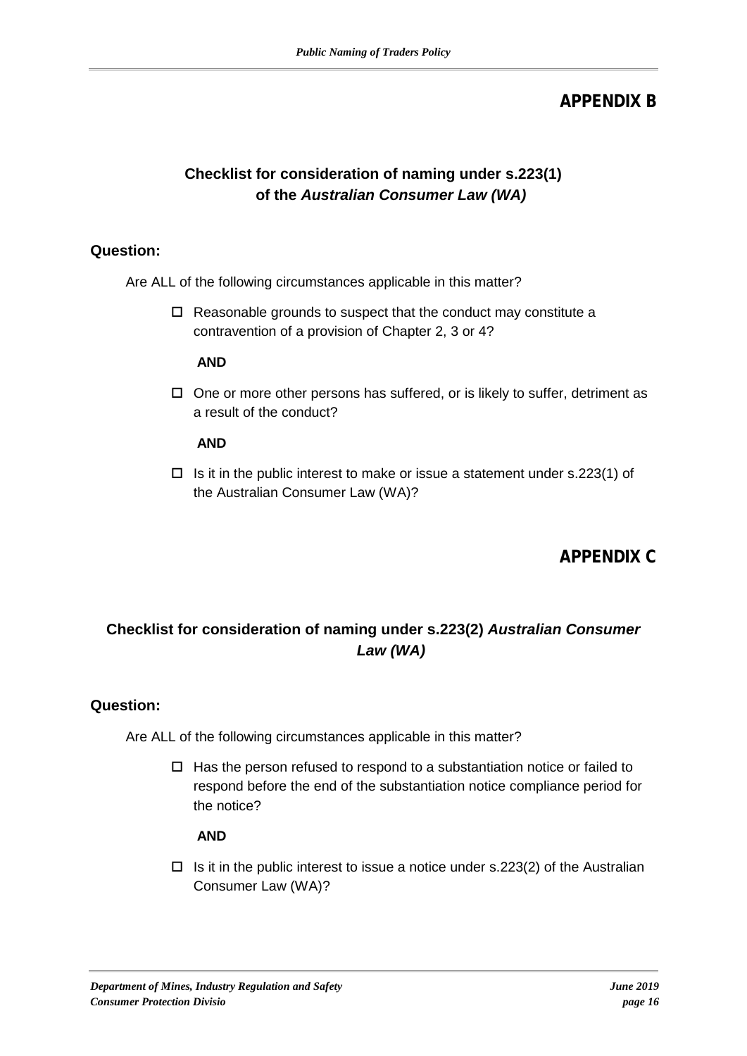## APPENDIX B

### Checklist for consideration of naming under s.223(1) of the *Australian Consumer Law (WA)*

**Question:**

Are ALL of the following circumstances applicable in this matter?

- ☐ Reasonable grounds to suspect that the conduct may constitute a contravention of a provision of Chapter 2, 3 or 4?

  **AND**

- ☐ One or more other persons has suffered, or is likely to suffer, detriment as a result of the conduct?

  **AND**

- ☐ Is it in the public interest to make or issue a statement under s.223(1) of the Australian Consumer Law (WA)?

## APPENDIX C

### Checklist for consideration of naming under s.223(2) *Australian Consumer Law (WA)*

**Question:**

Are ALL of the following circumstances applicable in this matter?

- ☐ Has the person refused to respond to a substantiation notice or failed to respond before the end of the substantiation notice compliance period for the notice?

  **AND**

- ☐ Is it in the public interest to issue a notice under s.223(2) of the Australian Consumer Law (WA)?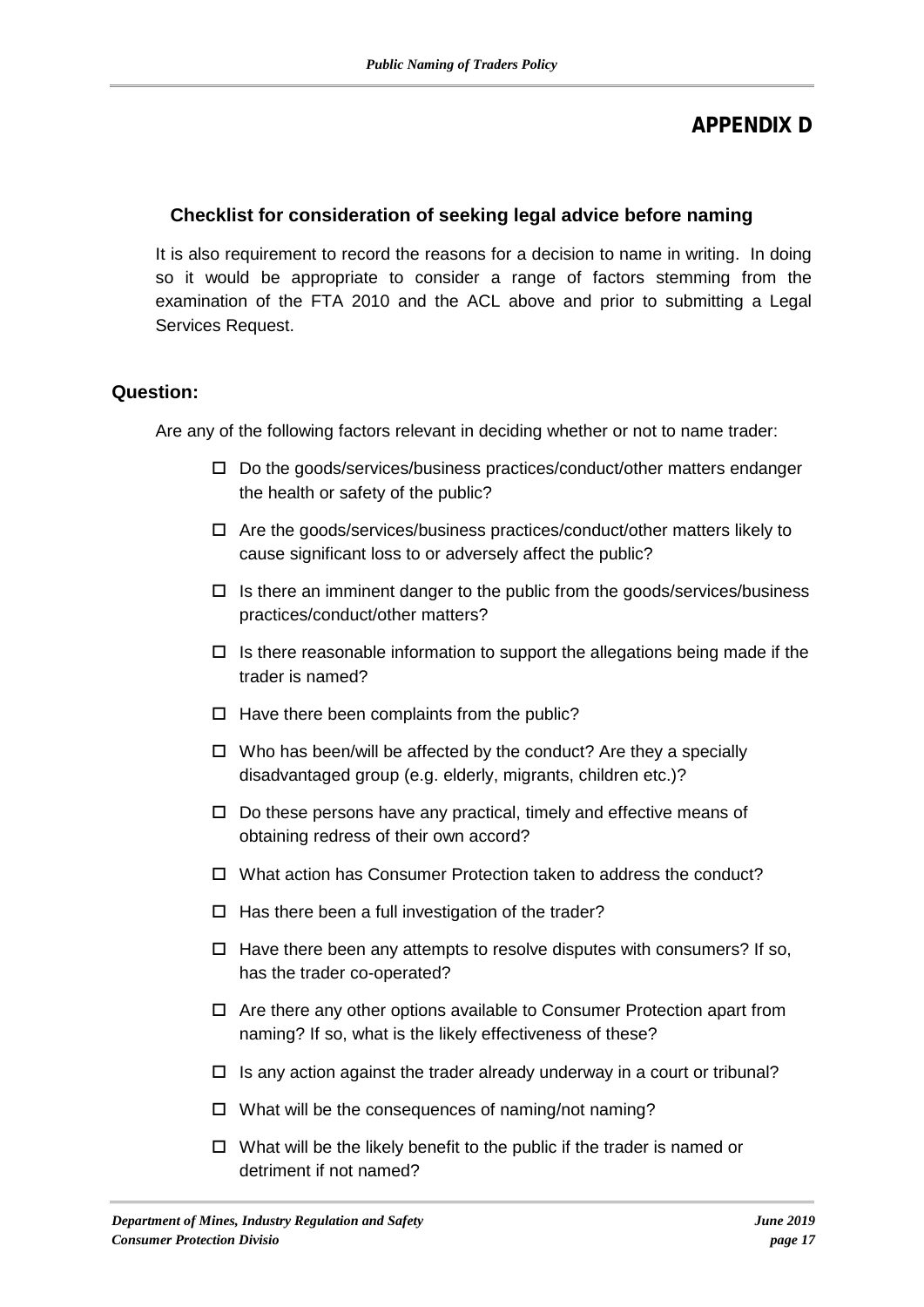# APPENDIX D

## Checklist for consideration of seeking legal advice before naming

It is also requirement to record the reasons for a decision to name in writing. In doing so it would be appropriate to consider a range of factors stemming from the examination of the FTA 2010 and the ACL above and prior to submitting a Legal Services Request.

### Question:

Are any of the following factors relevant in deciding whether or not to name trader:

- ☐ Do the goods/services/business practices/conduct/other matters endanger the health or safety of the public?
- ☐ Are the goods/services/business practices/conduct/other matters likely to cause significant loss to or adversely affect the public?
- ☐ Is there an imminent danger to the public from the goods/services/business practices/conduct/other matters?
- ☐ Is there reasonable information to support the allegations being made if the trader is named?
- ☐ Have there been complaints from the public?
- ☐ Who has been/will be affected by the conduct? Are they a specially disadvantaged group (e.g. elderly, migrants, children etc.)?
- ☐ Do these persons have any practical, timely and effective means of obtaining redress of their own accord?
- ☐ What action has Consumer Protection taken to address the conduct?
- ☐ Has there been a full investigation of the trader?
- ☐ Have there been any attempts to resolve disputes with consumers? If so, has the trader co-operated?
- ☐ Are there any other options available to Consumer Protection apart from naming? If so, what is the likely effectiveness of these?
- ☐ Is any action against the trader already underway in a court or tribunal?
- ☐ What will be the consequences of naming/not naming?
- ☐ What will be the likely benefit to the public if the trader is named or detriment if not named?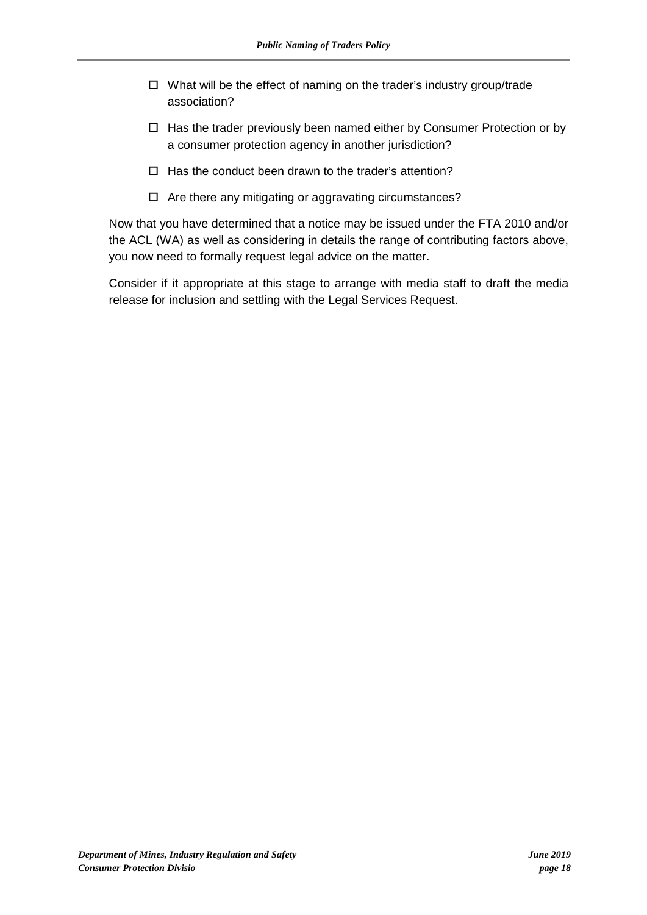- ☐ What will be the effect of naming on the trader's industry group/trade association?
- ☐ Has the trader previously been named either by Consumer Protection or by a consumer protection agency in another jurisdiction?
- ☐ Has the conduct been drawn to the trader's attention?
- ☐ Are there any mitigating or aggravating circumstances?

Now that you have determined that a notice may be issued under the FTA 2010 and/or the ACL (WA) as well as considering in details the range of contributing factors above, you now need to formally request legal advice on the matter.

Consider if it appropriate at this stage to arrange with media staff to draft the media release for inclusion and settling with the Legal Services Request.